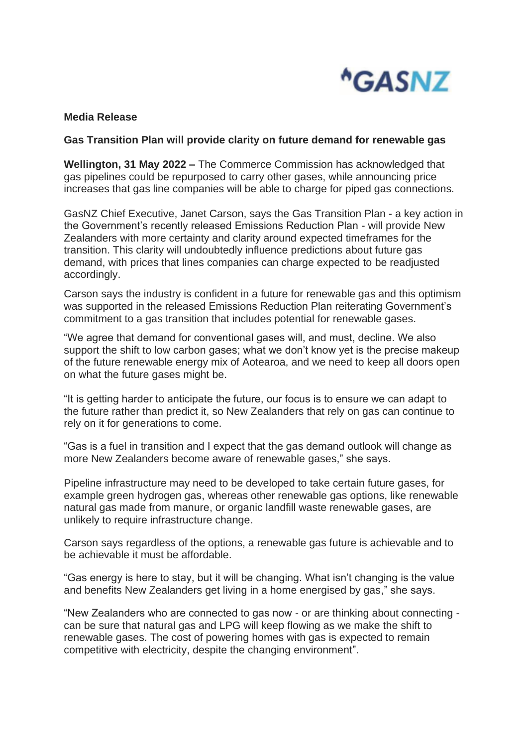GASNZ

**Media Release**

**Gas Transition Plan will provide clarity on future demand for renewable gas**

**Wellington, 31 May 2022 –** The Commerce Commission has acknowledged that gas pipelines could be repurposed to carry other gases, while announcing price increases that gas line companies will be able to charge for piped gas connections.

GasNZ Chief Executive, Janet Carson, says the Gas Transition Plan - a key action in the Government's recently released Emissions Reduction Plan - will provide New Zealanders with more certainty and clarity around expected timeframes for the transition. This clarity will undoubtedly influence predictions about future gas demand, with prices that lines companies can charge expected to be readjusted accordingly.

Carson says the industry is confident in a future for renewable gas and this optimism was supported in the released Emissions Reduction Plan reiterating Government's commitment to a gas transition that includes potential for renewable gases.

"We agree that demand for conventional gases will, and must, decline. We also support the shift to low carbon gases; what we don't know yet is the precise makeup of the future renewable energy mix of Aotearoa, and we need to keep all doors open on what the future gases might be.

"It is getting harder to anticipate the future, our focus is to ensure we can adapt to the future rather than predict it, so New Zealanders that rely on gas can continue to rely on it for generations to come.

"Gas is a fuel in transition and I expect that the gas demand outlook will change as more New Zealanders become aware of renewable gases," she says.

Pipeline infrastructure may need to be developed to take certain future gases, for example green hydrogen gas, whereas other renewable gas options, like renewable natural gas made from manure, or organic landfill waste renewable gases, are unlikely to require infrastructure change.

Carson says regardless of the options, a renewable gas future is achievable and to be achievable it must be affordable.

"Gas energy is here to stay, but it will be changing. What isn't changing is the value and benefits New Zealanders get living in a home energised by gas," she says.

"New Zealanders who are connected to gas now - or are thinking about connecting - can be sure that natural gas and LPG will keep flowing as we make the shift to renewable gases. The cost of powering homes with gas is expected to remain competitive with electricity, despite the changing environment".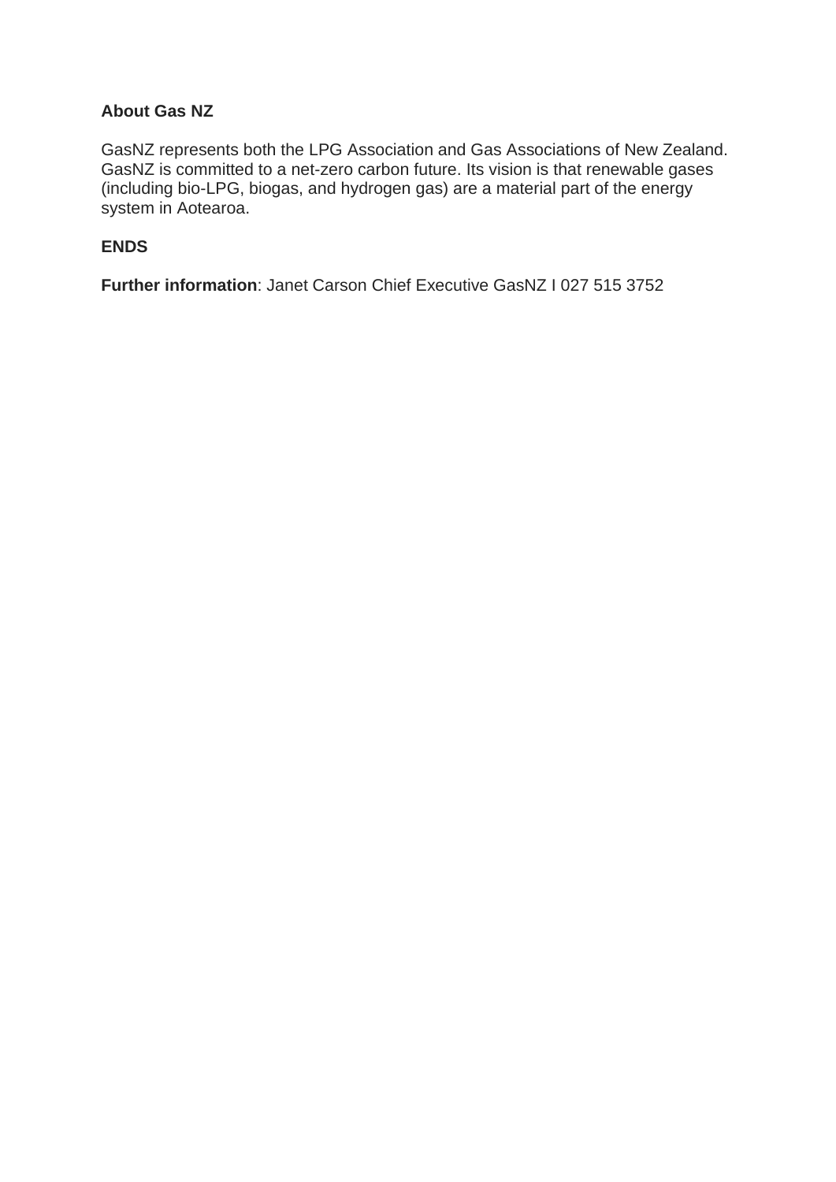**About Gas NZ**

GasNZ represents both the LPG Association and Gas Associations of New Zealand. GasNZ is committed to a net-zero carbon future. Its vision is that renewable gases (including bio-LPG, biogas, and hydrogen gas) are a material part of the energy system in Aotearoa.

**ENDS**

**Further information**: Janet Carson Chief Executive GasNZ I 027 515 3752